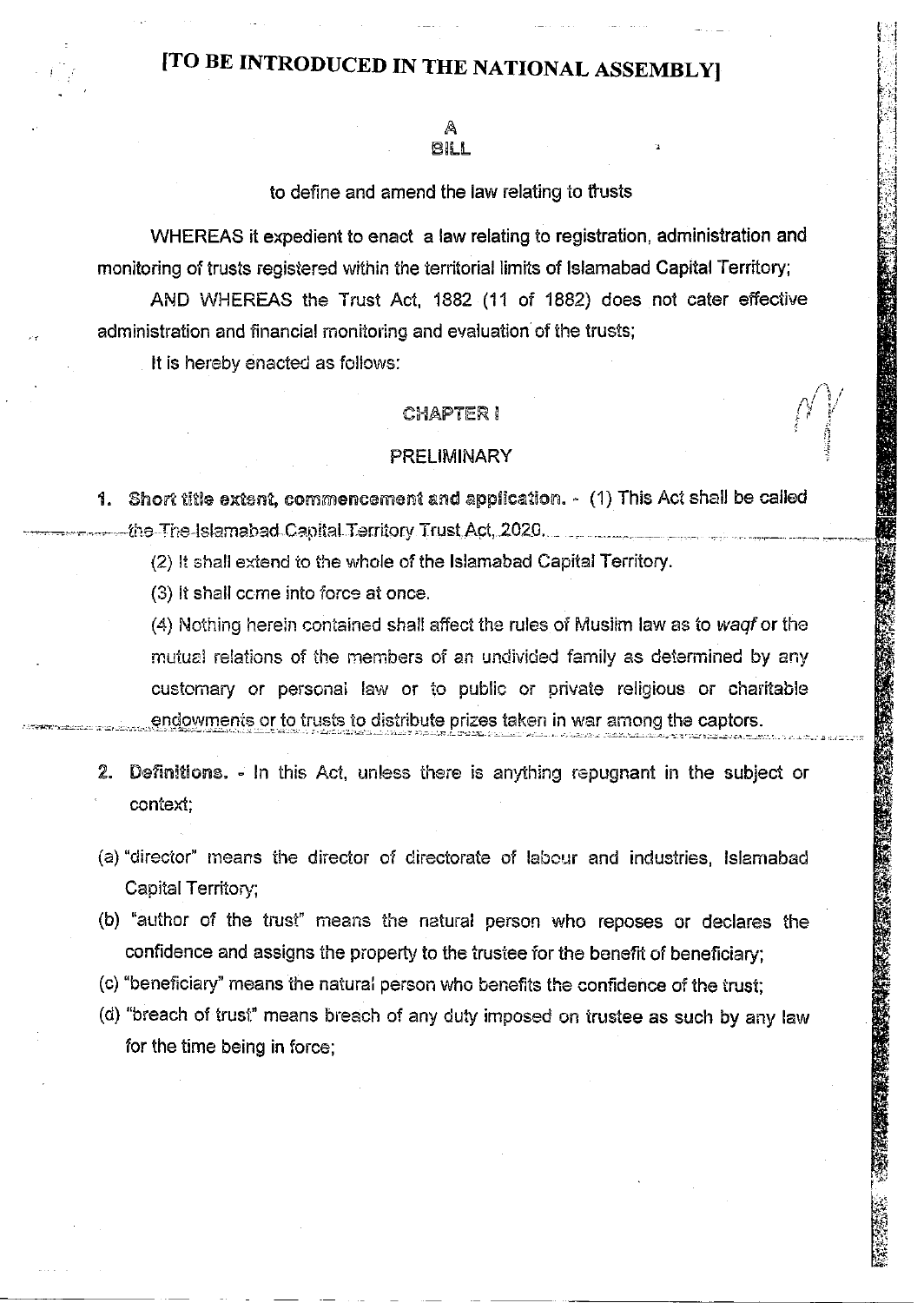# [TO BE INTRODUCED IN THE NATIONAL ASSEMBLY]

## A
## BILL

to define and amend the law relating to trusts

WHEREAS it expedient to enact a law relating to registration, administration and monitoring of trusts registered within the territorial limits of Islamabad Capital Territory;

AND WHEREAS the Trust Act, 1882 (11 of 1882) does not cater effective administration and financial monitoring and evaluation of the trusts;

It is hereby enacted as follows:

### CHAPTER I

### PRELIMINARY

1. **Short title extent, commencement and application.** - (1) This Act shall be called the The Islamabad Capital Territory Trust Act, 2020.

   (2) It shall extend to the whole of the Islamabad Capital Territory.

   (3) It shall come into force at once.

   (4) Nothing herein contained shall affect the rules of Muslim law as to *waqf* or the mutual relations of the members of an undivided family as determined by any customary or personal law or to public or private religious or charitable endowments or to trusts to distribute prizes taken in war among the captors.

2. **Definitions.** - In this Act, unless there is anything repugnant in the subject or context;

(a) "director" means the director of directorate of labour and industries, Islamabad Capital Territory;

(b) "author of the trust" means the natural person who reposes or declares the confidence and assigns the property to the trustee for the benefit of beneficiary;

(c) "beneficiary" means the natural person who benefits the confidence of the trust;

(d) "breach of trust" means breach of any duty imposed on trustee as such by any law for the time being in force;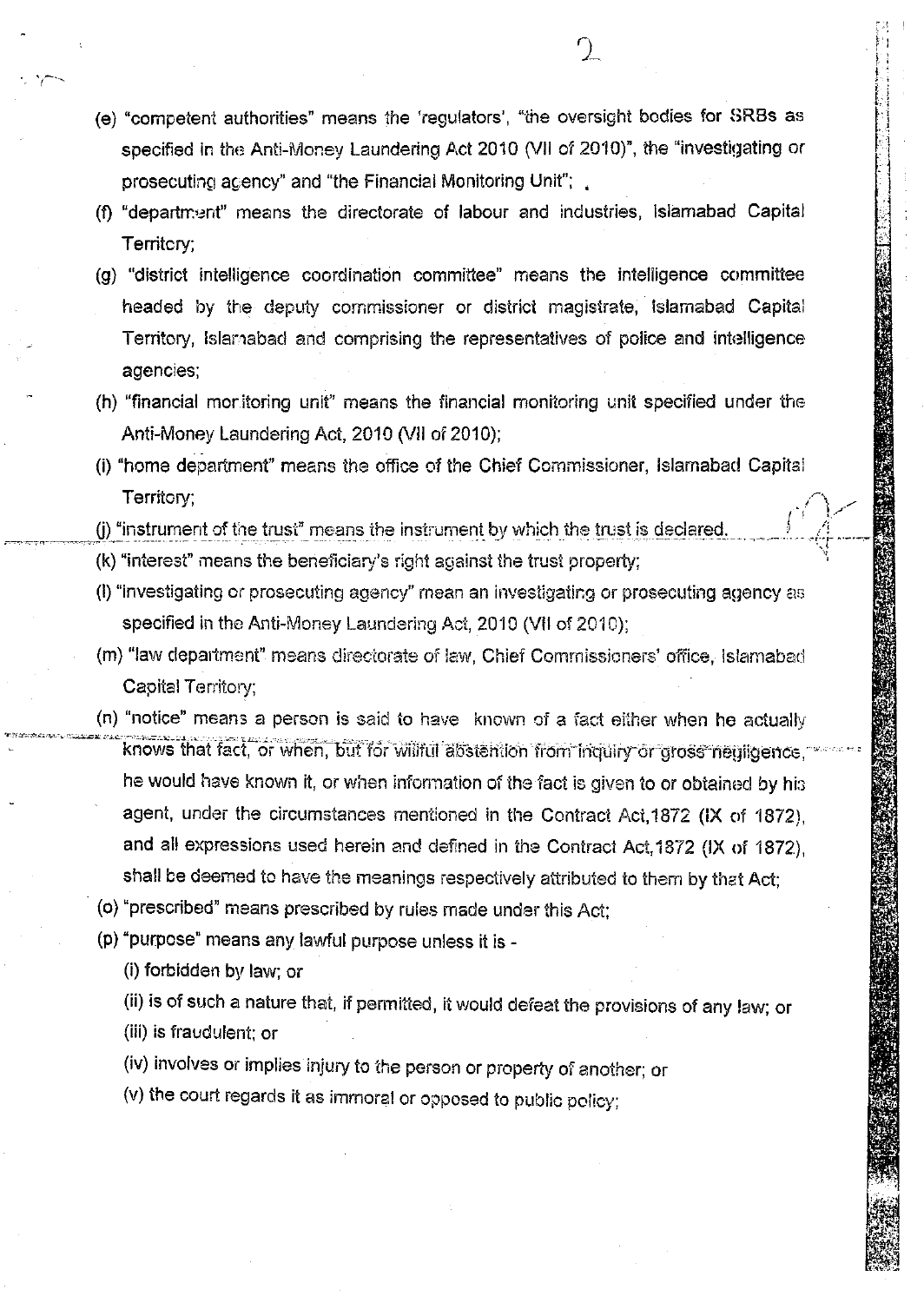(e) "competent authorities" means the 'regulators', "the oversight bodies for SRBs as specified in the Anti-Money Laundering Act 2010 (VII of 2010)", the "investigating or prosecuting agency" and "the Financial Monitoring Unit";

(f) "department" means the directorate of labour and industries, Islamabad Capital Territory;

(g) "district intelligence coordination committee" means the intelligence committee headed by the deputy commissioner or district magistrate, Islamabad Capital Territory, Islamabad and comprising the representatives of police and intelligence agencies;

(h) "financial monitoring unit" means the financial monitoring unit specified under the Anti-Money Laundering Act, 2010 (VII of 2010);

(i) "home department" means the office of the Chief Commissioner, Islamabad Capital Territory;

(j) "instrument of the trust" means the instrument by which the trust is declared.

(k) "interest" means the beneficiary's right against the trust property;

(l) "investigating or prosecuting agency" mean an investigating or prosecuting agency as specified in the Anti-Money Laundering Act, 2010 (VII of 2010);

(m) "law department" means directorate of law, Chief Commissioners' office, Islamabad Capital Territory;

(n) "notice" means a person is said to have known of a fact either when he actually knows that fact, or when, but for wilful abstention from inquiry or gross negligence, he would have known it, or when information of the fact is given to or obtained by his agent, under the circumstances mentioned in the Contract Act,1872 (IX of 1872), and all expressions used herein and defined in the Contract Act,1872 (IX of 1872), shall be deemed to have the meanings respectively attributed to them by that Act;

(o) "prescribed" means prescribed by rules made under this Act;

(p) "purpose" means any lawful purpose unless it is -

(i) forbidden by law; or

(ii) is of such a nature that, if permitted, it would defeat the provisions of any law; or

(iii) is fraudulent; or

(iv) involves or implies injury to the person or property of another; or

(v) the court regards it as immoral or opposed to public policy;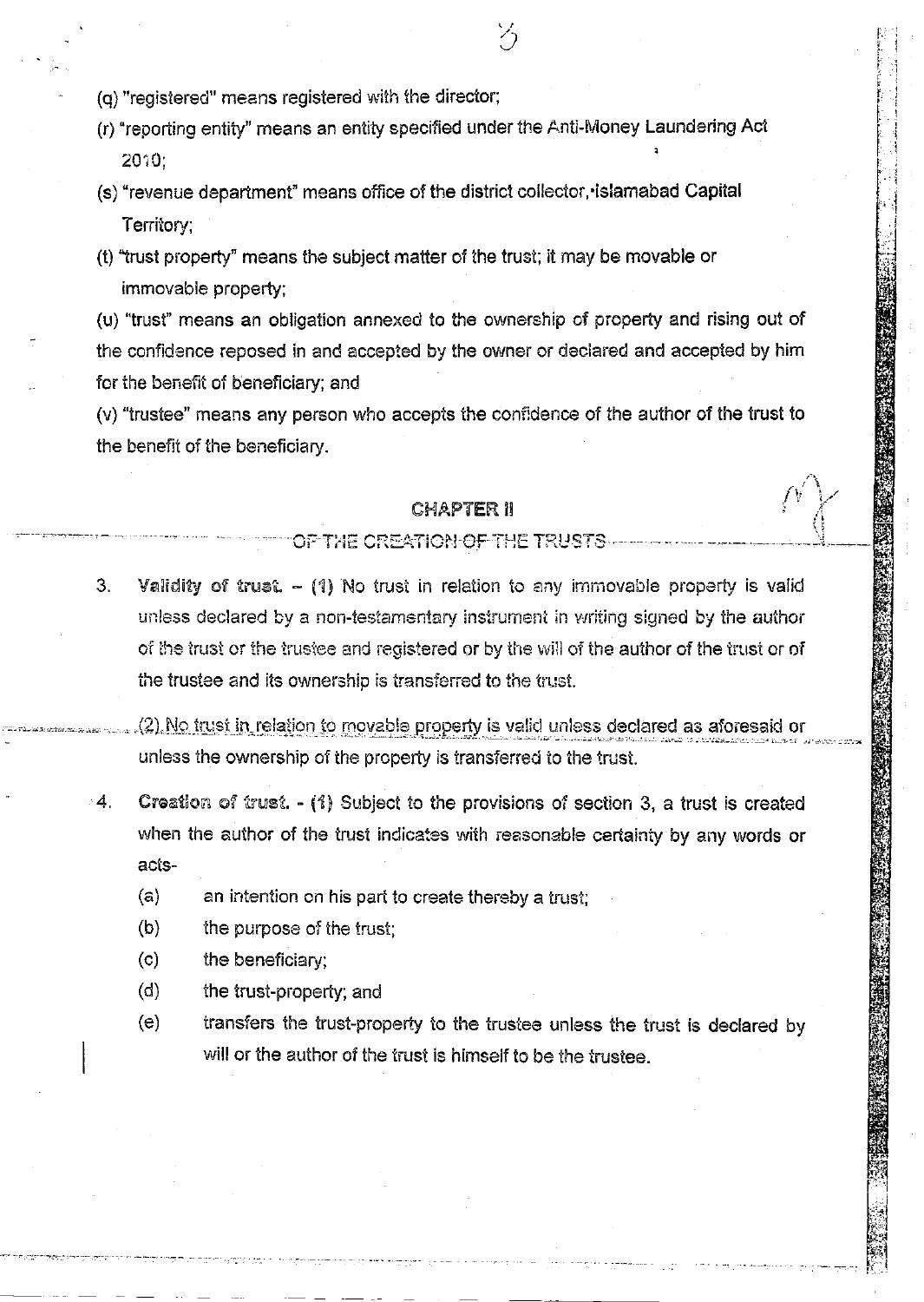(q) "registered" means registered with the director;

(r) "reporting entity" means an entity specified under the Anti-Money Laundering Act 2010;

(s) "revenue department" means office of the district collector, Islamabad Capital Territory;

(t) "trust property" means the subject matter of the trust; it may be movable or immovable property;

(u) "trust" means an obligation annexed to the ownership of property and rising out of the confidence reposed in and accepted by the owner or declared and accepted by him for the benefit of beneficiary; and

(v) "trustee" means any person who accepts the confidence of the author of the trust to the benefit of the beneficiary.

## CHAPTER II

### OF THE CREATION OF THE TRUSTS

3. **Validity of trust.** – (1) No trust in relation to any immovable property is valid unless declared by a non-testamentary instrument in writing signed by the author of the trust or the trustee and registered or by the will of the author of the trust or of the trustee and its ownership is transferred to the trust.

   (2) No trust in relation to movable property is valid unless declared as aforesaid or unless the ownership of the property is transferred to the trust.

4. **Creation of trust.** - (1) Subject to the provisions of section 3, a trust is created when the author of the trust indicates with reasonable certainty by any words or acts-

   (a) an intention on his part to create thereby a trust;

   (b) the purpose of the trust;

   (c) the beneficiary;

   (d) the trust-property; and

   (e) transfers the trust-property to the trustee unless the trust is declared by will or the author of the trust is himself to be the trustee.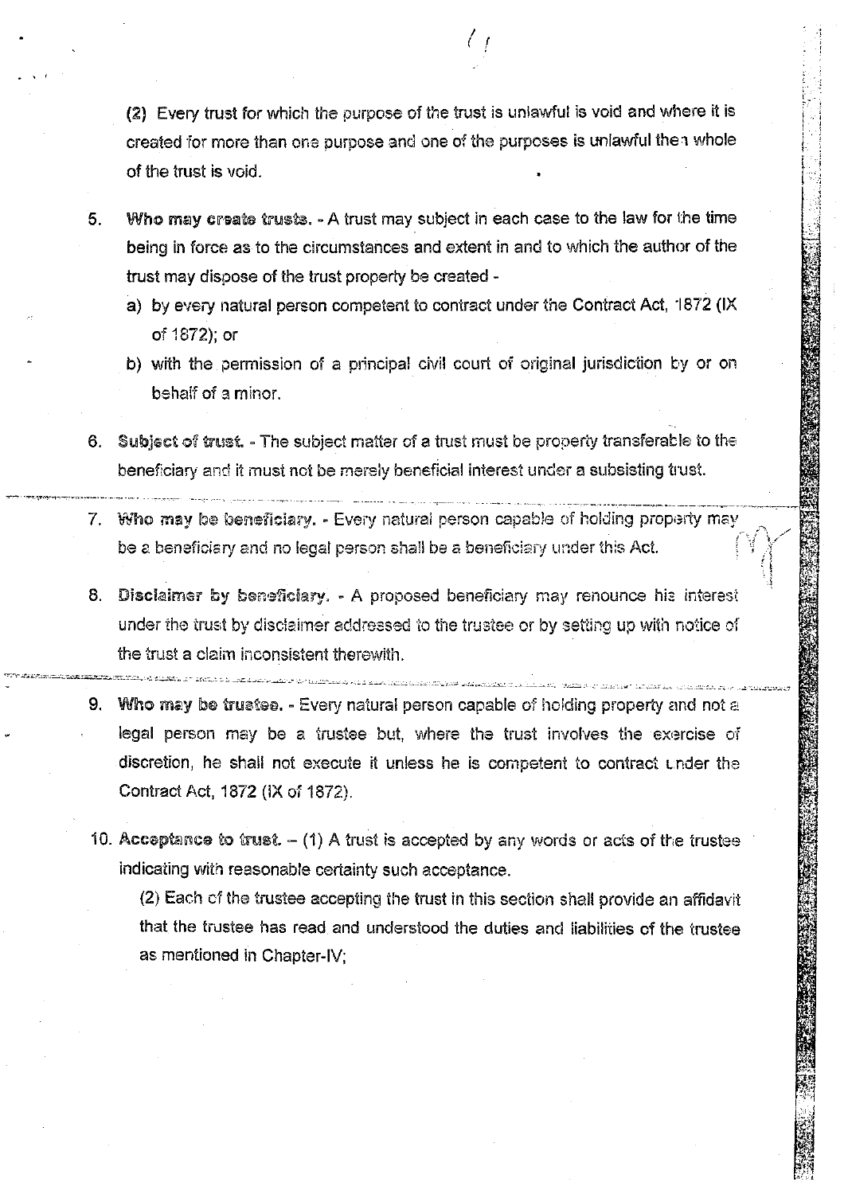(2) Every trust for which the purpose of the trust is unlawful is void and where it is created for more than one purpose and one of the purposes is unlawful then whole of the trust is void.

5. **Who may create trusts.** - A trust may subject in each case to the law for the time being in force as to the circumstances and extent in and to which the author of the trust may dispose of the trust property be created -
   a) by every natural person competent to contract under the Contract Act, 1872 (IX of 1872); or
   b) with the permission of a principal civil court of original jurisdiction by or on behalf of a minor.

6. **Subject of trust.** - The subject matter of a trust must be property transferable to the beneficiary and it must not be merely beneficial interest under a subsisting trust.

7. **Who may be beneficiary.** - Every natural person capable of holding property may be a beneficiary and no legal person shall be a beneficiary under this Act.

8. **Disclaimer by beneficiary.** - A proposed beneficiary may renounce his interest under the trust by disclaimer addressed to the trustee or by setting up with notice of the trust a claim inconsistent therewith.

9. **Who may be trustee.** - Every natural person capable of holding property and not a legal person may be a trustee but, where the trust involves the exercise of discretion, he shall not execute it unless he is competent to contract under the Contract Act, 1872 (IX of 1872).

10. **Acceptance to trust.** – (1) A trust is accepted by any words or acts of the trustee indicating with reasonable certainty such acceptance.

    (2) Each of the trustee accepting the trust in this section shall provide an affidavit that the trustee has read and understood the duties and liabilities of the trustee as mentioned in Chapter-IV;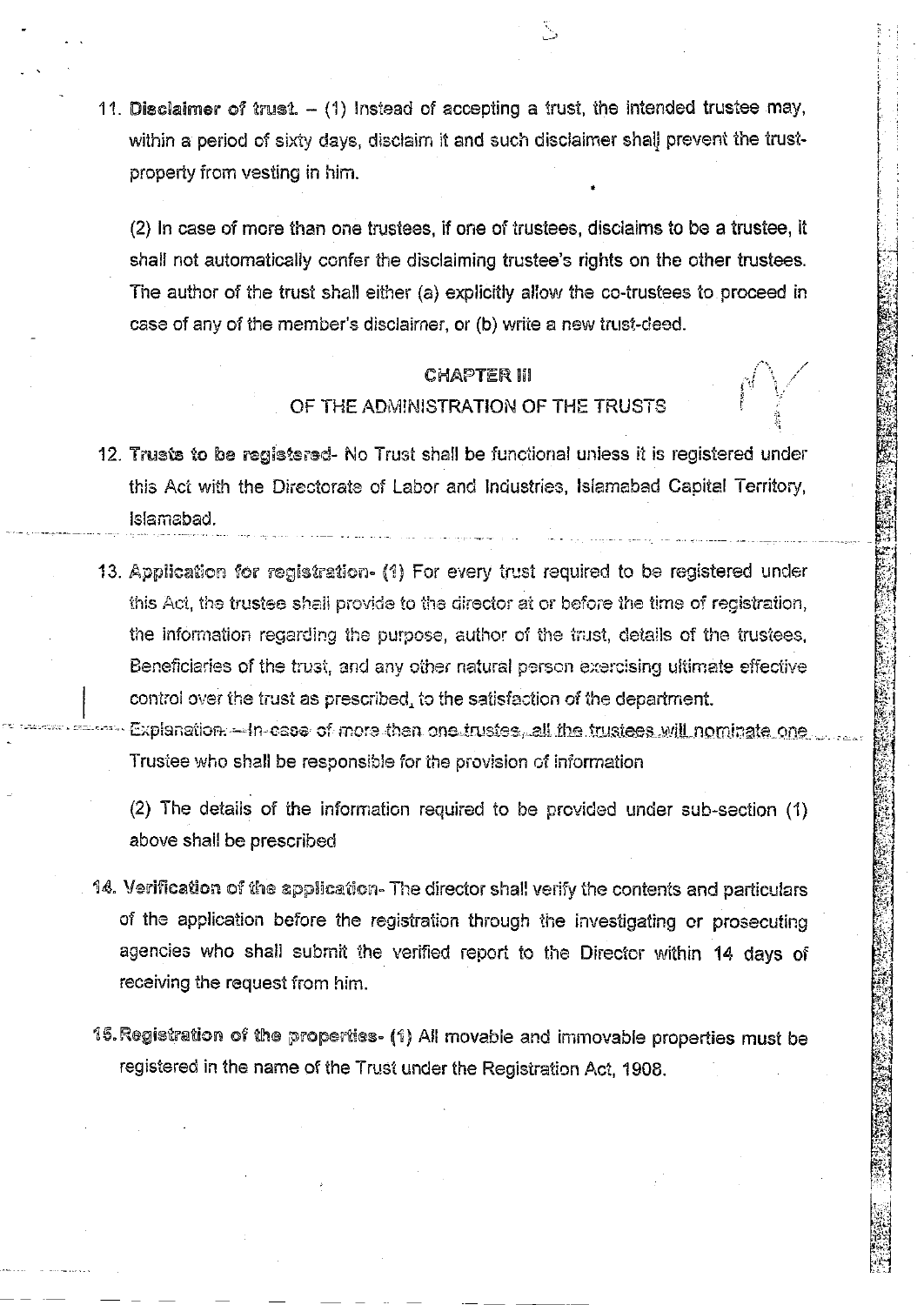11. **Disclaimer of trust.** – (1) Instead of accepting a trust, the intended trustee may, within a period of sixty days, disclaim it and such disclaimer shall prevent the trust-property from vesting in him.

    (2) In case of more than one trustees, if one of trustees, disclaims to be a trustee, it shall not automatically confer the disclaiming trustee's rights on the other trustees. The author of the trust shall either (a) explicitly allow the co-trustees to proceed in case of any of the member's disclaimer, or (b) write a new trust-deed.

## CHAPTER III

### OF THE ADMINISTRATION OF THE TRUSTS

12. **Trusts to be registered**- No Trust shall be functional unless it is registered under this Act with the Directorate of Labor and Industries, Islamabad Capital Territory, Islamabad.

13. **Application for registration**- (1) For every trust required to be registered under this Act, the trustee shall provide to the director at or before the time of registration, the information regarding the purpose, author of the trust, details of the trustees, Beneficiaries of the trust, and any other natural person exercising ultimate effective control over the trust as prescribed, to the satisfaction of the department.

    Explanation. – In case of more than one trustee, all the trustees will nominate one Trustee who shall be responsible for the provision of information

    (2) The details of the information required to be provided under sub-section (1) above shall be prescribed

14. **Verification of the application**- The director shall verify the contents and particulars of the application before the registration through the investigating or prosecuting agencies who shall submit the verified report to the Director within 14 days of receiving the request from him.

15. **Registration of the properties**- (1) All movable and immovable properties must be registered in the name of the Trust under the Registration Act, 1908.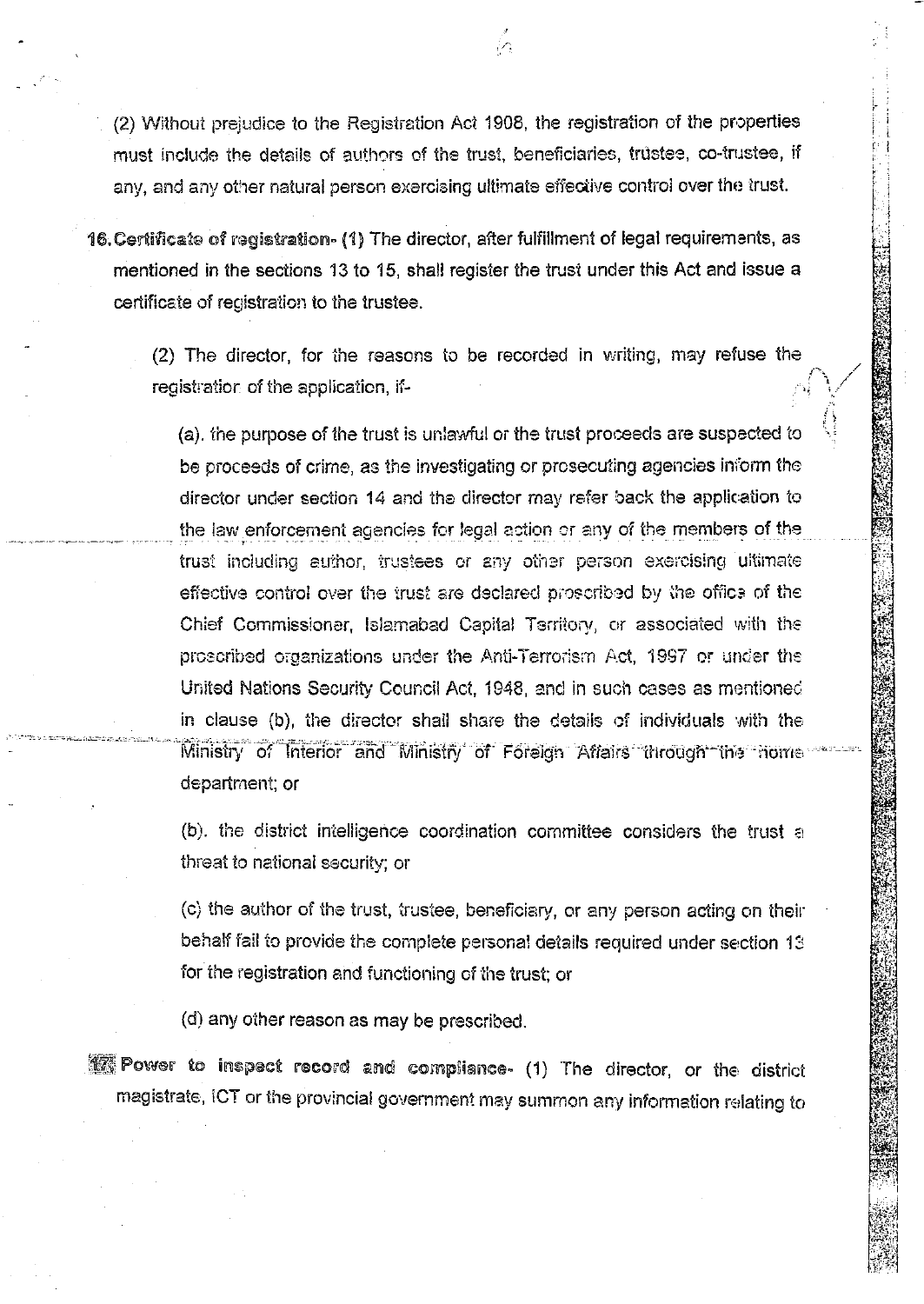(2) Without prejudice to the Registration Act 1908, the registration of the properties must include the details of authors of the trust, beneficiaries, trustee, co-trustee, if any, and any other natural person exercising ultimate effective control over the trust.

**16. Certificate of registration-** (1) The director, after fulfillment of legal requirements, as mentioned in the sections 13 to 15, shall register the trust under this Act and issue a certificate of registration to the trustee.

(2) The director, for the reasons to be recorded in writing, may refuse the registration of the application, if-

(a). the purpose of the trust is unlawful or the trust proceeds are suspected to be proceeds of crime, as the investigating or prosecuting agencies inform the director under section 14 and the director may refer back the application to the law enforcement agencies for legal action or any of the members of the trust including author, trustees or any other person exercising ultimate effective control over the trust are declared proscribed by the office of the Chief Commissioner, Islamabad Capital Territory, or associated with the proscribed organizations under the Anti-Terrorism Act, 1997 or under the United Nations Security Council Act, 1948, and in such cases as mentioned in clause (b), the director shall share the details of individuals with the Ministry of Interior and Ministry of Foreign Affairs through the home department; or

(b). the district intelligence coordination committee considers the trust a threat to national security; or

(c) the author of the trust, trustee, beneficiary, or any person acting on their behalf fail to provide the complete personal details required under section 13 for the registration and functioning of the trust; or

(d) any other reason as may be prescribed.

**17. Power to inspect record and compliance-** (1) The director, or the district magistrate, ICT or the provincial government may summon any information relating to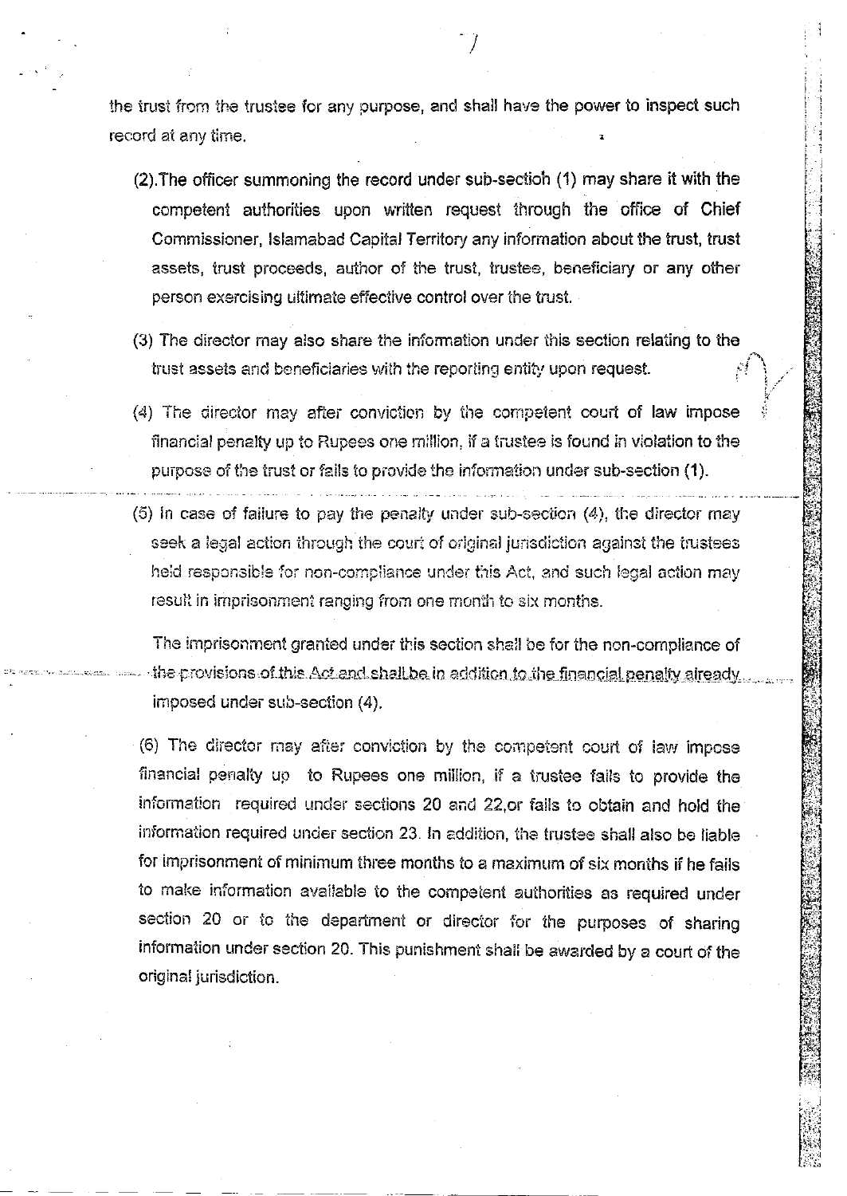the trust from the trustee for any purpose, and shall have the power to inspect such record at any time.

(2).The officer summoning the record under sub-section (1) may share it with the competent authorities upon written request through the office of Chief Commissioner, Islamabad Capital Territory any information about the trust, trust assets, trust proceeds, author of the trust, trustee, beneficiary or any other person exercising ultimate effective control over the trust.

(3) The director may also share the information under this section relating to the trust assets and beneficiaries with the reporting entity upon request.

(4) The director may after conviction by the competent court of law impose financial penalty up to Rupees one million, if a trustee is found in violation to the purpose of the trust or fails to provide the information under sub-section (1).

(5) In case of failure to pay the penalty under sub-section (4), the director may seek a legal action through the court of original jurisdiction against the trustees held responsible for non-compliance under this Act, and such legal action may result in imprisonment ranging from one month to six months.

The imprisonment granted under this section shall be for the non-compliance of the provisions of this Act and shall be in addition to the financial penalty already imposed under sub-section (4).

(6) The director may after conviction by the competent court of law impose financial penalty up to Rupees one million, if a trustee fails to provide the information required under sections 20 and 22,or fails to obtain and hold the information required under section 23. In addition, the trustee shall also be liable for imprisonment of minimum three months to a maximum of six months if he fails to make information available to the competent authorities as required under section 20 or to the department or director for the purposes of sharing information under section 20. This punishment shall be awarded by a court of the original jurisdiction.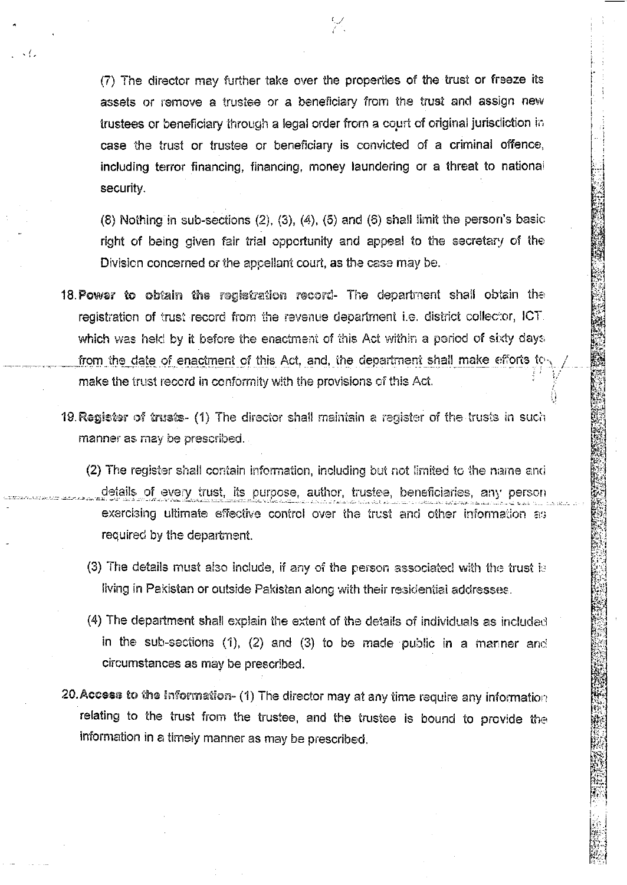(7) The director may further take over the properties of the trust or freeze its assets or remove a trustee or a beneficiary from the trust and assign new trustees or beneficiary through a legal order from a court of original jurisdiction in case the trust or trustee or beneficiary is convicted of a criminal offence, including terror financing, financing, money laundering or a threat to national security.

(8) Nothing in sub-sections (2), (3), (4), (5) and (6) shall limit the person's basic right of being given fair trial opportunity and appeal to the secretary of the Division concerned or the appellant court, as the case may be.

18. **Power to obtain the registration record**- The department shall obtain the registration of trust record from the revenue department i.e. district collector, ICT which was held by it before the enactment of this Act within a period of sixty days from the date of enactment of this Act, and, the department shall make efforts to make the trust record in conformity with the provisions of this Act.

19. **Register of trusts**- (1) The director shall maintain a register of the trusts in such manner as may be prescribed.

   (2) The register shall contain information, including but not limited to the name and details of every trust, its purpose, author, trustee, beneficiaries, any person exercising ultimate effective control over the trust and other information as required by the department.

   (3) The details must also include, if any of the person associated with the trust is living in Pakistan or outside Pakistan along with their residential addresses.

   (4) The department shall explain the extent of the details of individuals as included in the sub-sections (1), (2) and (3) to be made public in a manner and circumstances as may be prescribed.

20. **Access to the information**- (1) The director may at any time require any information relating to the trust from the trustee, and the trustee is bound to provide the information in a timely manner as may be prescribed.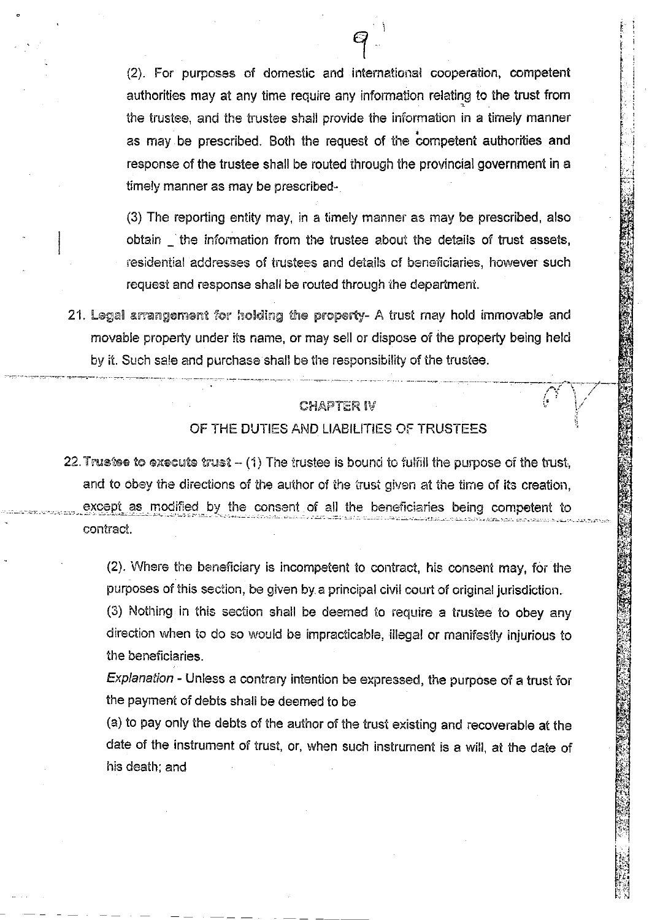(2). For purposes of domestic and international cooperation, competent authorities may at any time require any information relating to the trust from the trustee, and the trustee shall provide the information in a timely manner as may be prescribed. Both the request of the competent authorities and response of the trustee shall be routed through the provincial government in a timely manner as may be prescribed-.

(3) The reporting entity may, in a timely manner as may be prescribed, also obtain _ the information from the trustee about the details of trust assets, residential addresses of trustees and details of beneficiaries, however such request and response shall be routed through the department.

21. **Legal arrangement for holding the property**- A trust may hold immovable and movable property under its name, or may sell or dispose of the property being held by it. Such sale and purchase shall be the responsibility of the trustee.

## CHAPTER IV

## OF THE DUTIES AND LIABILITIES OF TRUSTEES

22. **Trustee to execute trust** – (1) The trustee is bound to fulfill the purpose of the trust, and to obey the directions of the author of the trust given at the time of its creation, except as modified by the consent of all the beneficiaries being competent to contract.

(2). Where the beneficiary is incompetent to contract, his consent may, for the purposes of this section, be given by a principal civil court of original jurisdiction.

(3) Nothing in this section shall be deemed to require a trustee to obey any direction when to do so would be impracticable, illegal or manifestly injurious to the beneficiaries.

*Explanation* - Unless a contrary intention be expressed, the purpose of a trust for the payment of debts shall be deemed to be

(a) to pay only the debts of the author of the trust existing and recoverable at the date of the instrument of trust, or, when such instrument is a will, at the date of his death; and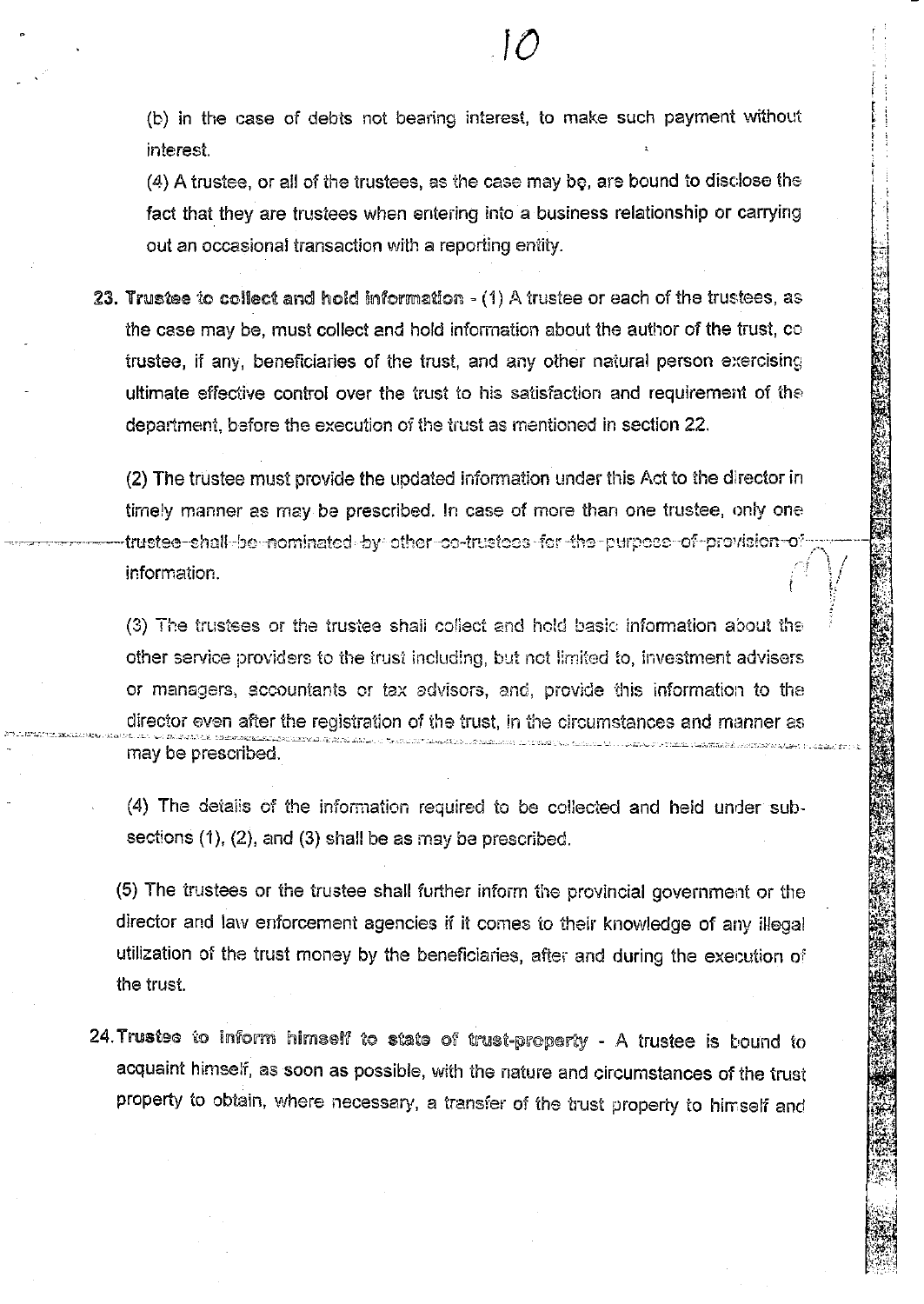(b) in the case of debts not bearing interest, to make such payment without interest.

(4) A trustee, or all of the trustees, as the case may be, are bound to disclose the fact that they are trustees when entering into a business relationship or carrying out an occasional transaction with a reporting entity.

**23. Trustee to collect and hold information** - (1) A trustee or each of the trustees, as the case may be, must collect and hold information about the author of the trust, co trustee, if any, beneficiaries of the trust, and any other natural person exercising ultimate effective control over the trust to his satisfaction and requirement of the department, before the execution of the trust as mentioned in section 22.

(2) The trustee must provide the updated information under this Act to the director in timely manner as may be prescribed. In case of more than one trustee, only one ~~trustee shall be nominated by other co-trustees for the purpose of provision of~~ information.

(3) The trustees or the trustee shall collect and hold basic information about the other service providers to the trust including, but not limited to, investment advisers or managers, accountants or tax advisors, and, provide this information to the director even after the registration of the trust, in the circumstances and manner as may be prescribed.

(4) The details of the information required to be collected and held under sub-sections (1), (2), and (3) shall be as may be prescribed.

(5) The trustees or the trustee shall further inform the provincial government or the director and law enforcement agencies if it comes to their knowledge of any illegal utilization of the trust money by the beneficiaries, after and during the execution of the trust.

**24. Trustee to inform himself to state of trust-property** - A trustee is bound to acquaint himself, as soon as possible, with the nature and circumstances of the trust property to obtain, where necessary, a transfer of the trust property to himself and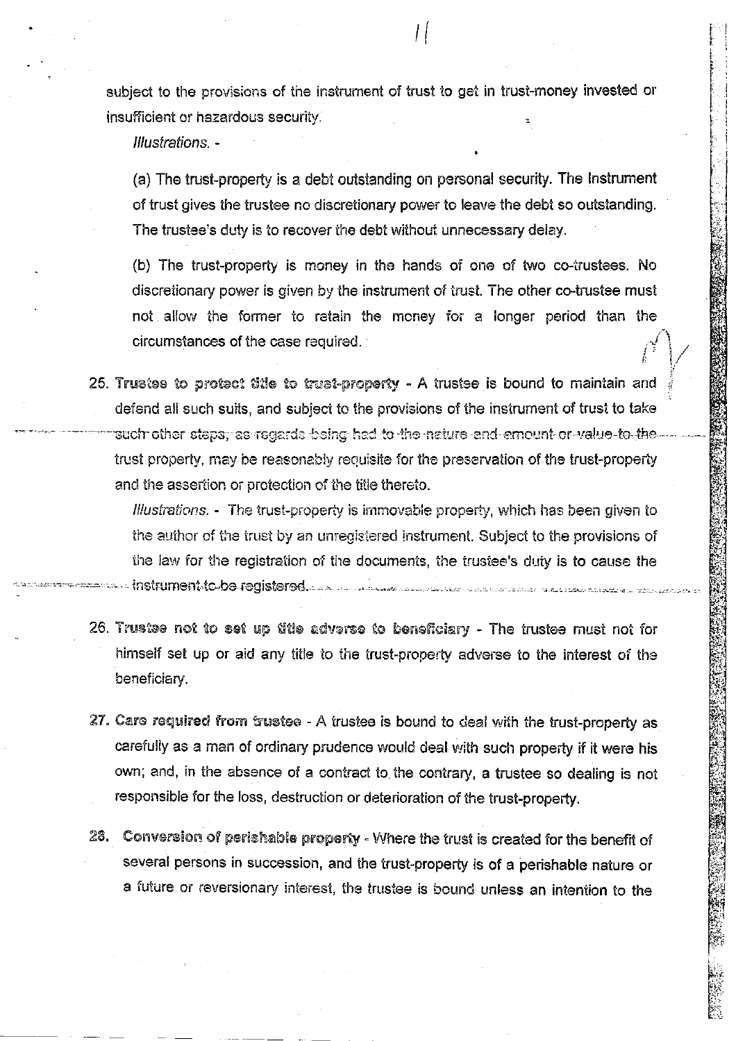subject to the provisions of the instrument of trust to get in trust-money invested or insufficient or hazardous security.

*Illustrations.* -

(a) The trust-property is a debt outstanding on personal security. The Instrument of trust gives the trustee no discretionary power to leave the debt so outstanding. The trustee's duty is to recover the debt without unnecessary delay.

(b) The trust-property is money in the hands of one of two co-trustees. No discretionary power is given by the instrument of trust. The other co-trustee must not allow the former to retain the money for a longer period than the circumstances of the case required.

25. **Trustee to protect title to trust-property** - A trustee is bound to maintain and defend all such suits, and subject to the provisions of the instrument of trust to take such other steps, as regards being had to the nature and amount or value to the trust property, may be reasonably requisite for the preservation of the trust-property and the assertion or protection of the title thereto.

*Illustrations.* - The trust-property is immovable property, which has been given to the author of the trust by an unregistered instrument. Subject to the provisions of the law for the registration of the documents, the trustee's duty is to cause the instrument to be registered.

26. **Trustee not to set up title adverse to beneficiary** - The trustee must not for himself set up or aid any title to the trust-property adverse to the interest of the beneficiary.

27. **Care required from trustee** - A trustee is bound to deal with the trust-property as carefully as a man of ordinary prudence would deal with such property if it were his own; and, in the absence of a contract to the contrary, a trustee so dealing is not responsible for the loss, destruction or deterioration of the trust-property.

28. **Conversion of perishable property** - Where the trust is created for the benefit of several persons in succession, and the trust-property is of a perishable nature or a future or reversionary interest, the trustee is bound unless an intention to the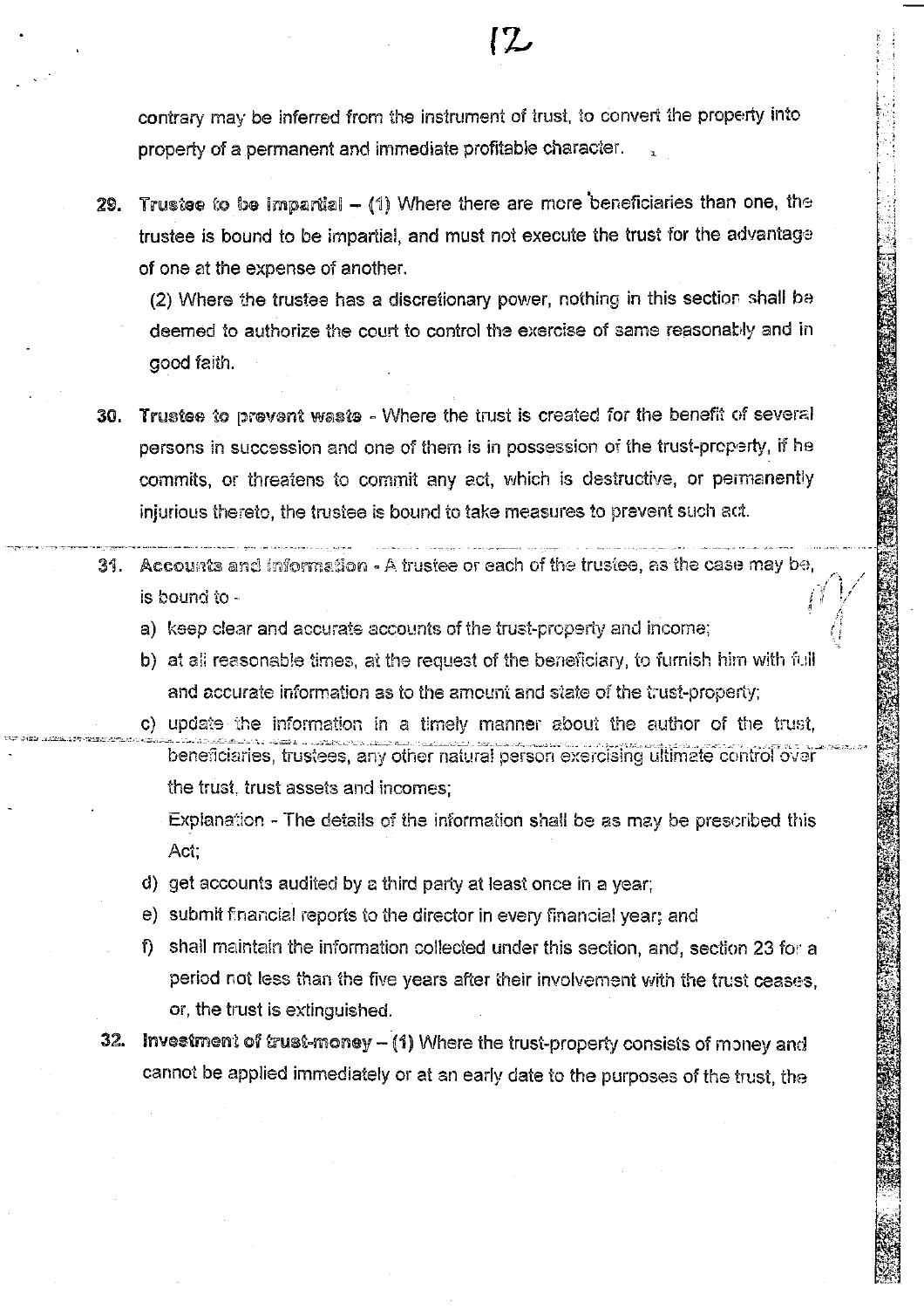contrary may be inferred from the instrument of trust, to convert the property into property of a permanent and immediate profitable character.

29. **Trustee to be impartial** – (1) Where there are more beneficiaries than one, the trustee is bound to be impartial, and must not execute the trust for the advantage of one at the expense of another.

    (2) Where the trustee has a discretionary power, nothing in this section shall be deemed to authorize the court to control the exercise of same reasonably and in good faith.

30. **Trustee to prevent waste** - Where the trust is created for the benefit of several persons in succession and one of them is in possession of the trust-property, if he commits, or threatens to commit any act, which is destructive, or permanently injurious thereto, the trustee is bound to take measures to prevent such act.

31. **Accounts and information** - A trustee or each of the trustee, as the case may be, is bound to -

    a) keep clear and accurate accounts of the trust-property and income;

    b) at all reasonable times, at the request of the beneficiary, to furnish him with full and accurate information as to the amount and state of the trust-property;

    c) update the information in a timely manner about the author of the trust, beneficiaries, trustees, any other natural person exercising ultimate control over the trust, trust assets and incomes;

       Explanation - The details of the information shall be as may be prescribed this Act;

    d) get accounts audited by a third party at least once in a year;

    e) submit financial reports to the director in every financial year; and

    f) shall maintain the information collected under this section, and, section 23 for a period not less than the five years after their involvement with the trust ceases, or, the trust is extinguished.

32. **Investment of trust-money** – (1) Where the trust-property consists of money and cannot be applied immediately or at an early date to the purposes of the trust, the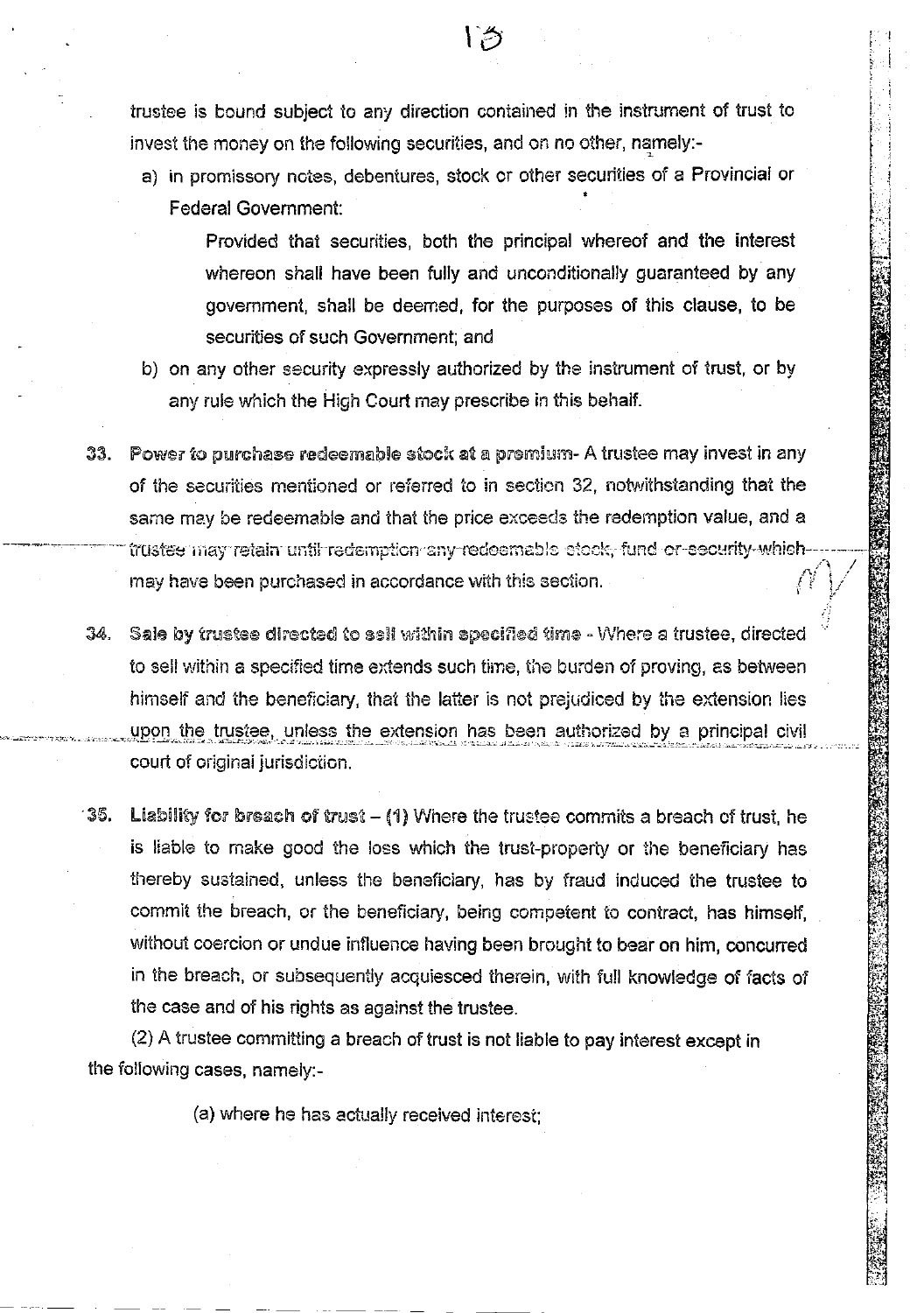trustee is bound subject to any direction contained in the instrument of trust to invest the money on the following securities, and on no other, namely:-

a) in promissory notes, debentures, stock or other securities of a Provincial or Federal Government:

   Provided that securities, both the principal whereof and the interest whereon shall have been fully and unconditionally guaranteed by any government, shall be deemed, for the purposes of this clause, to be securities of such Government; and

b) on any other security expressly authorized by the instrument of trust, or by any rule which the High Court may prescribe in this behalf.

33. **Power to purchase redeemable stock at a premium-** A trustee may invest in any of the securities mentioned or referred to in section 32, notwithstanding that the same may be redeemable and that the price exceeds the redemption value, and a trustee may retain until redemption any redeemable stock, fund or security which may have been purchased in accordance with this section.

34. **Sale by trustee directed to sell within specified time** - Where a trustee, directed to sell within a specified time extends such time, the burden of proving, as between himself and the beneficiary, that the latter is not prejudiced by the extension lies upon the trustee, unless the extension has been authorized by a principal civil court of original jurisdiction.

35. **Liability for breach of trust** – (1) Where the trustee commits a breach of trust, he is liable to make good the loss which the trust-property or the beneficiary has thereby sustained, unless the beneficiary, has by fraud induced the trustee to commit the breach, or the beneficiary, being competent to contract, has himself, without coercion or undue influence having been brought to bear on him, concurred in the breach, or subsequently acquiesced therein, with full knowledge of facts of the case and of his rights as against the trustee.

(2) A trustee committing a breach of trust is not liable to pay interest except in the following cases, namely:-

(a) where he has actually received interest;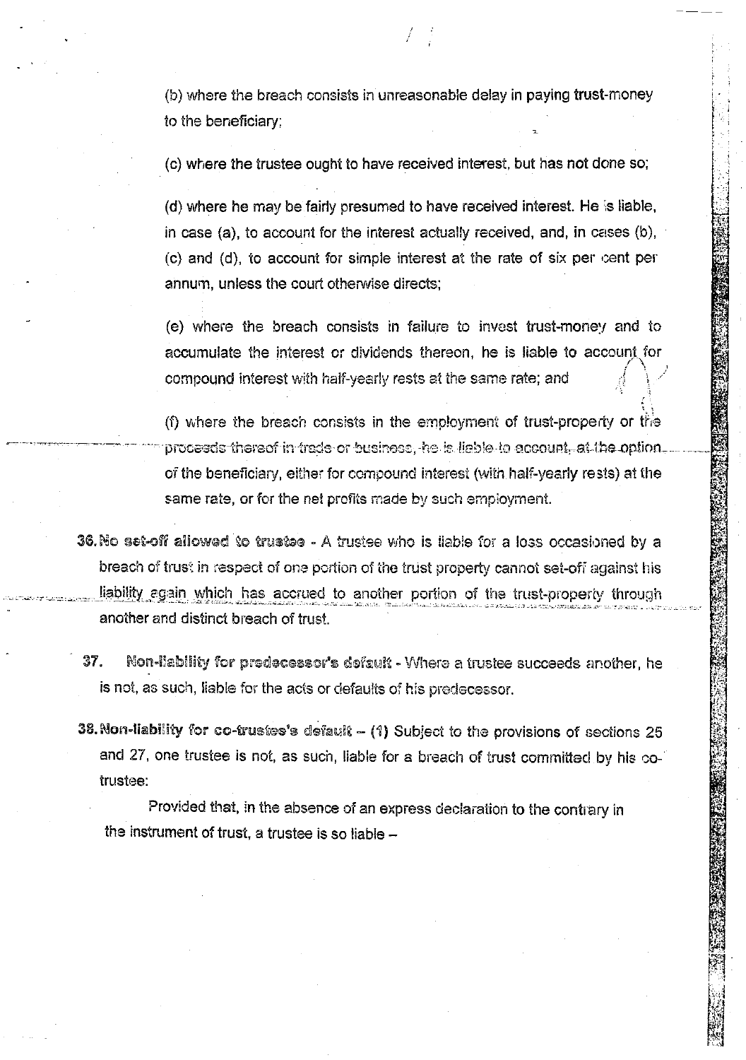(b) where the breach consists in unreasonable delay in paying trust-money to the beneficiary;

(c) where the trustee ought to have received interest, but has not done so;

(d) where he may be fairly presumed to have received interest. He is liable, in case (a), to account for the interest actually received, and, in cases (b), (c) and (d), to account for simple interest at the rate of six per cent per annum, unless the court otherwise directs;

(e) where the breach consists in failure to invest trust-money and to accumulate the interest or dividends thereon, he is liable to account for compound interest with half-yearly rests at the same rate; and

(f) where the breach consists in the employment of trust-property or the proceeds thereof in trade or business, he is liable to account, at the option of the beneficiary, either for compound interest (with half-yearly rests) at the same rate, or for the net profits made by such employment.

**36. No set-off allowed to trustee** - A trustee who is liable for a loss occasioned by a breach of trust in respect of one portion of the trust property cannot set-off against his liability again which has accrued to another portion of the trust-property through another and distinct breach of trust.

**37. Non-liability for predecessor's default** - Where a trustee succeeds another, he is not, as such, liable for the acts or defaults of his predecessor.

**38. Non-liability for co-trustee's default** – (1) Subject to the provisions of sections 25 and 27, one trustee is not, as such, liable for a breach of trust committed by his co-trustee:

Provided that, in the absence of an express declaration to the contrary in the instrument of trust, a trustee is so liable –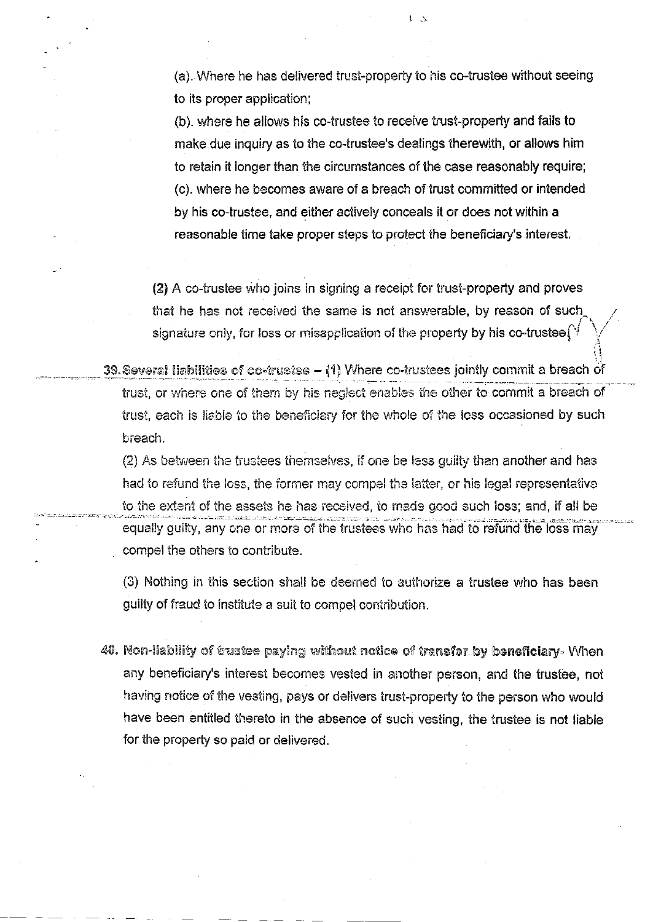(a). Where he has delivered trust-property to his co-trustee without seeing to its proper application;

(b). where he allows his co-trustee to receive trust-property and fails to make due inquiry as to the co-trustee's dealings therewith, or allows him to retain it longer than the circumstances of the case reasonably require;

(c). where he becomes aware of a breach of trust committed or intended by his co-trustee, and either actively conceals it or does not within a reasonable time take proper steps to protect the beneficiary's interest.

(2) A co-trustee who joins in signing a receipt for trust-property and proves that he has not received the same is not answerable, by reason of such signature only, for loss or misapplication of the property by his co-trustee.

**39. Several liabilities of co-trustee** – (1) Where co-trustees jointly commit a breach of trust, or where one of them by his neglect enables the other to commit a breach of trust, each is liable to the beneficiary for the whole of the loss occasioned by such breach.

(2) As between the trustees themselves, if one be less guilty than another and has had to refund the loss, the former may compel the latter, or his legal representative to the extent of the assets he has received, to made good such loss; and, if all be equally guilty, any one or more of the trustees who has had to refund the loss may compel the others to contribute.

(3) Nothing in this section shall be deemed to authorize a trustee who has been guilty of fraud to institute a suit to compel contribution.

**40. Non-liability of trustee paying without notice of transfer by beneficiary**- When any beneficiary's interest becomes vested in another person, and the trustee, not having notice of the vesting, pays or delivers trust-property to the person who would have been entitled thereto in the absence of such vesting, the trustee is not liable for the property so paid or delivered.